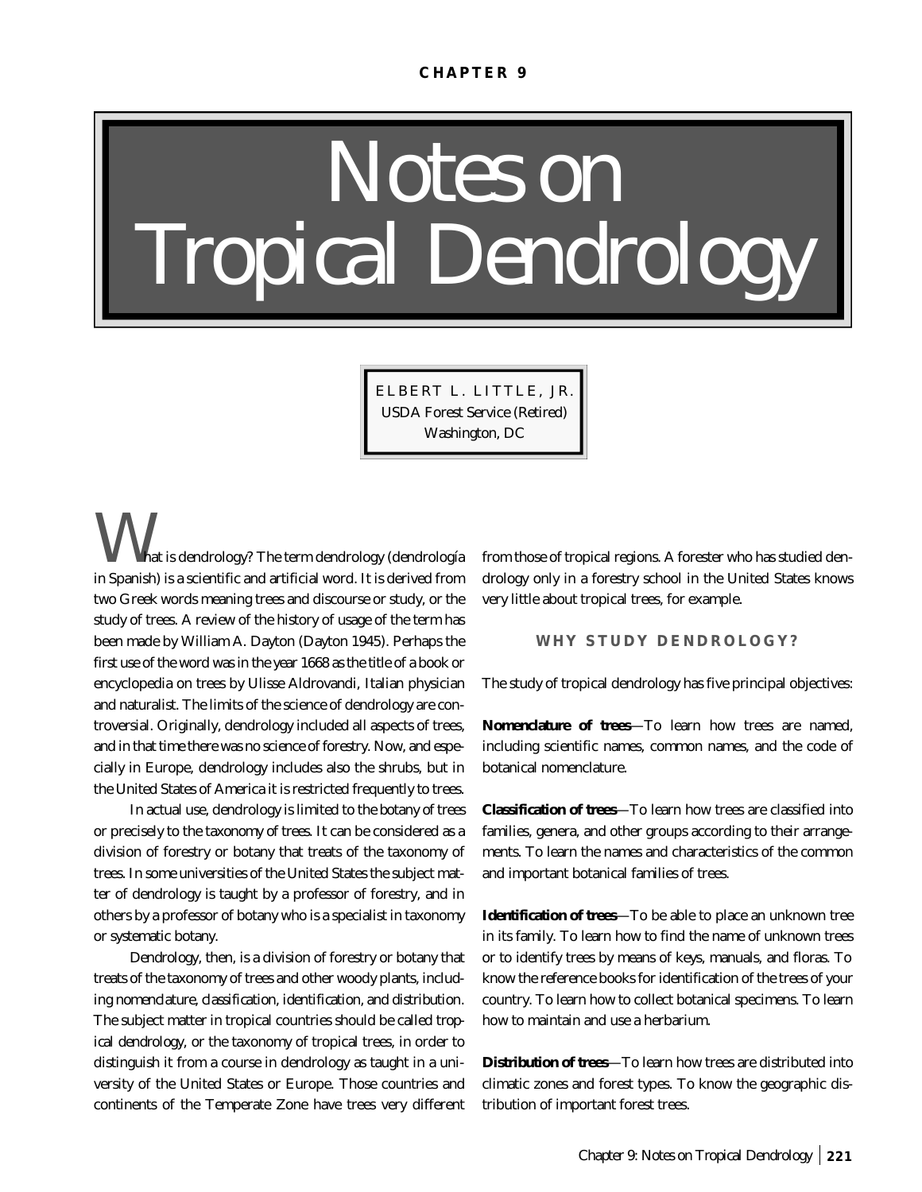CHAPTER 9

# Notes on Tropical Dendrology

ELBERT L. LITTLE, JR.
USDA Forest Service (Retired)
Washington, DC

What is dendrology? The term dendrology (dendrología in Spanish) is a scientific and artificial word. It is derived from two Greek words meaning trees and discourse or study, or the study of trees. A review of the history of usage of the term has been made by William A. Dayton (Dayton 1945). Perhaps the first use of the word was in the year 1668 as the title of a book or encyclopedia on trees by Ulisse Aldrovandi, Italian physician and naturalist. The limits of the science of dendrology are controversial. Originally, dendrology included all aspects of trees, and in that time there was no science of forestry. Now, and especially in Europe, dendrology includes also the shrubs, but in the United States of America it is restricted frequently to trees.

In actual use, dendrology is limited to the botany of trees or precisely to the taxonomy of trees. It can be considered as a division of forestry or botany that treats of the taxonomy of trees. In some universities of the United States the subject matter of dendrology is taught by a professor of forestry, and in others by a professor of botany who is a specialist in taxonomy or systematic botany.

Dendrology, then, is a division of forestry or botany that treats of the taxonomy of trees and other woody plants, including nomenclature, classification, identification, and distribution. The subject matter in tropical countries should be called tropical dendrology, or the taxonomy of tropical trees, in order to distinguish it from a course in dendrology as taught in a university of the United States or Europe. Those countries and continents of the Temperate Zone have trees very different from those of tropical regions. A forester who has studied dendrology only in a forestry school in the United States knows very little about tropical trees, for example.

## WHY STUDY DENDROLOGY?

The study of tropical dendrology has five principal objectives:

**Nomenclature of trees**—To learn how trees are named, including scientific names, common names, and the code of botanical nomenclature.

**Classification of trees**—To learn how trees are classified into families, genera, and other groups according to their arrangements. To learn the names and characteristics of the common and important botanical families of trees.

**Identification of trees**—To be able to place an unknown tree in its family. To learn how to find the name of unknown trees or to identify trees by means of keys, manuals, and floras. To know the reference books for identification of the trees of your country. To learn how to collect botanical specimens. To learn how to maintain and use a herbarium.

**Distribution of trees**—To learn how trees are distributed into climatic zones and forest types. To know the geographic distribution of important forest trees.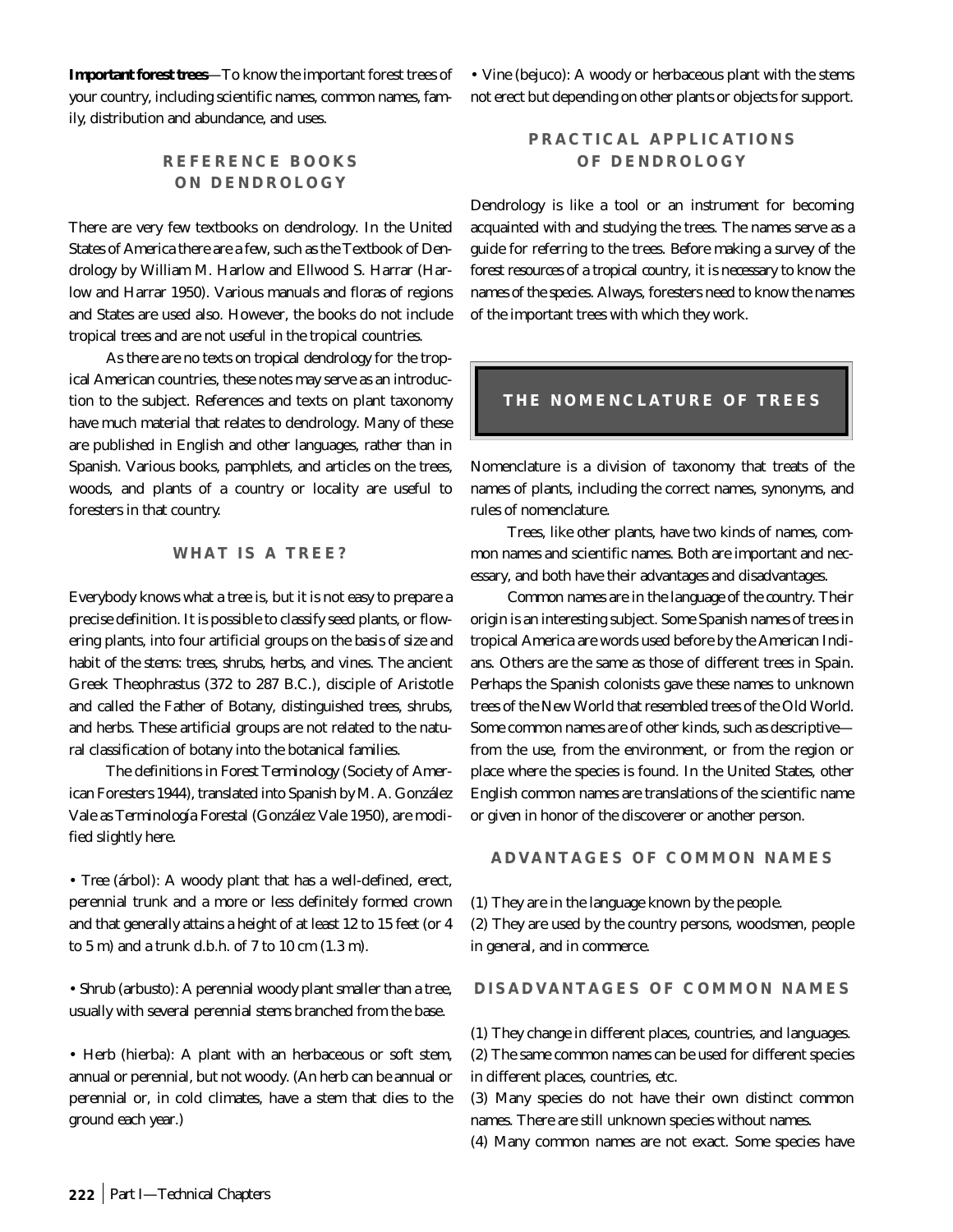**Important forest trees**—To know the important forest trees of your country, including scientific names, common names, family, distribution and abundance, and uses.

## REFERENCE BOOKS ON DENDROLOGY

There are very few textbooks on dendrology. In the United States of America there are a few, such as the Textbook of Dendrology by William M. Harlow and Ellwood S. Harrar (Harlow and Harrar 1950). Various manuals and floras of regions and States are used also. However, the books do not include tropical trees and are not useful in the tropical countries.

As there are no texts on tropical dendrology for the tropical American countries, these notes may serve as an introduction to the subject. References and texts on plant taxonomy have much material that relates to dendrology. Many of these are published in English and other languages, rather than in Spanish. Various books, pamphlets, and articles on the trees, woods, and plants of a country or locality are useful to foresters in that country.

## WHAT IS A TREE?

Everybody knows what a tree is, but it is not easy to prepare a precise definition. It is possible to classify seed plants, or flowering plants, into four artificial groups on the basis of size and habit of the stems: trees, shrubs, herbs, and vines. The ancient Greek Theophrastus (372 to 287 B.C.), disciple of Aristotle and called the Father of Botany, distinguished trees, shrubs, and herbs. These artificial groups are not related to the natural classification of botany into the botanical families.

The definitions in Forest Terminology (Society of American Foresters 1944), translated into Spanish by M. A. González Vale as Terminología Forestal (González Vale 1950), are modified slightly here.

• Tree (árbol): A woody plant that has a well-defined, erect, perennial trunk and a more or less definitely formed crown and that generally attains a height of at least 12 to 15 feet (or 4 to 5 m) and a trunk d.b.h. of 7 to 10 cm (1.3 m).

• Shrub (arbusto): A perennial woody plant smaller than a tree, usually with several perennial stems branched from the base.

• Herb (hierba): A plant with an herbaceous or soft stem, annual or perennial, but not woody. (An herb can be annual or perennial or, in cold climates, have a stem that dies to the ground each year.)

• Vine (bejuco): A woody or herbaceous plant with the stems not erect but depending on other plants or objects for support.

## PRACTICAL APPLICATIONS OF DENDROLOGY

Dendrology is like a tool or an instrument for becoming acquainted with and studying the trees. The names serve as a guide for referring to the trees. Before making a survey of the forest resources of a tropical country, it is necessary to know the names of the species. Always, foresters need to know the names of the important trees with which they work.

# THE NOMENCLATURE OF TREES

Nomenclature is a division of taxonomy that treats of the names of plants, including the correct names, synonyms, and rules of nomenclature.

Trees, like other plants, have two kinds of names, common names and scientific names. Both are important and necessary, and both have their advantages and disadvantages.

Common names are in the language of the country. Their origin is an interesting subject. Some Spanish names of trees in tropical America are words used before by the American Indians. Others are the same as those of different trees in Spain. Perhaps the Spanish colonists gave these names to unknown trees of the New World that resembled trees of the Old World. Some common names are of other kinds, such as descriptive—from the use, from the environment, or from the region or place where the species is found. In the United States, other English common names are translations of the scientific name or given in honor of the discoverer or another person.

## ADVANTAGES OF COMMON NAMES

(1) They are in the language known by the people.
(2) They are used by the country persons, woodsmen, people in general, and in commerce.

## DISADVANTAGES OF COMMON NAMES

(1) They change in different places, countries, and languages.
(2) The same common names can be used for different species in different places, countries, etc.
(3) Many species do not have their own distinct common names. There are still unknown species without names.
(4) Many common names are not exact. Some species have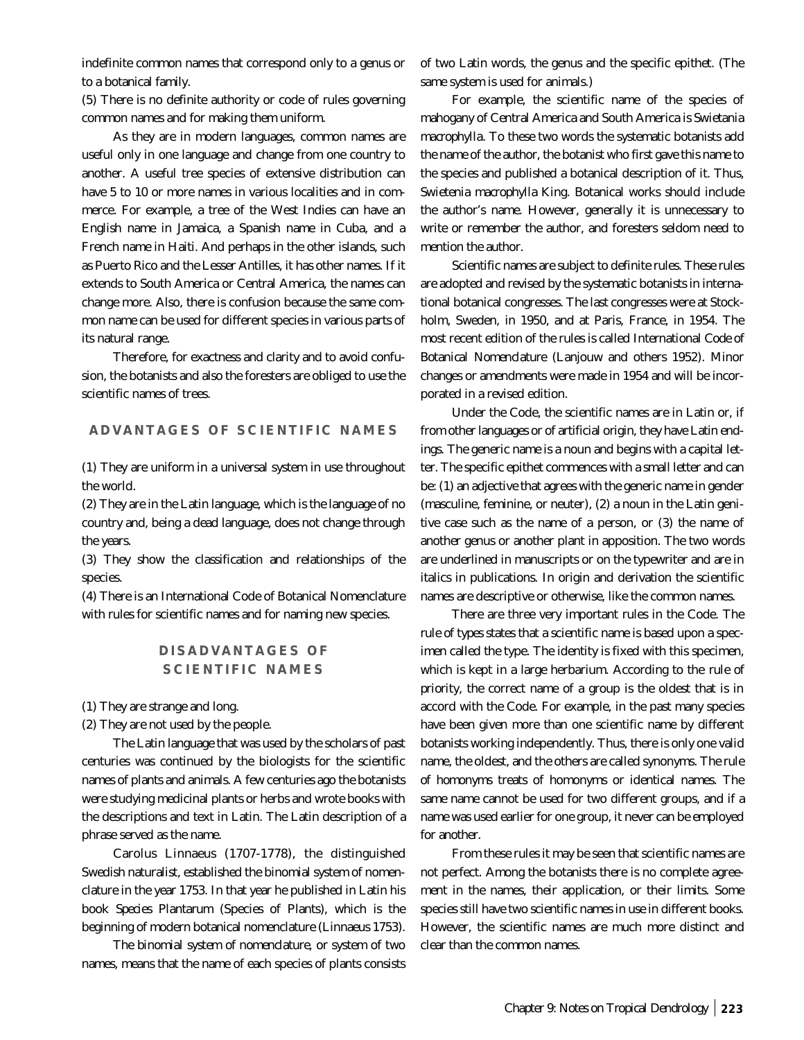indefinite common names that correspond only to a genus or to a botanical family.

(5) There is no definite authority or code of rules governing common names and for making them uniform.

As they are in modern languages, common names are useful only in one language and change from one country to another. A useful tree species of extensive distribution can have 5 to 10 or more names in various localities and in commerce. For example, a tree of the West Indies can have an English name in Jamaica, a Spanish name in Cuba, and a French name in Haiti. And perhaps in the other islands, such as Puerto Rico and the Lesser Antilles, it has other names. If it extends to South America or Central America, the names can change more. Also, there is confusion because the same common name can be used for different species in various parts of its natural range.

Therefore, for exactness and clarity and to avoid confusion, the botanists and also the foresters are obliged to use the scientific names of trees.

## ADVANTAGES OF SCIENTIFIC NAMES

(1) They are uniform in a universal system in use throughout the world.

(2) They are in the Latin language, which is the language of no country and, being a dead language, does not change through the years.

(3) They show the classification and relationships of the species.

(4) There is an International Code of Botanical Nomenclature with rules for scientific names and for naming new species.

## DISADVANTAGES OF SCIENTIFIC NAMES

(1) They are strange and long.

(2) They are not used by the people.

The Latin language that was used by the scholars of past centuries was continued by the biologists for the scientific names of plants and animals. A few centuries ago the botanists were studying medicinal plants or herbs and wrote books with the descriptions and text in Latin. The Latin description of a phrase served as the name.

Carolus Linnaeus (1707-1778), the distinguished Swedish naturalist, established the binomial system of nomenclature in the year 1753. In that year he published in Latin his book *Species Plantarum* (Species of Plants), which is the beginning of modern botanical nomenclature (Linnaeus 1753).

The binomial system of nomenclature, or system of two names, means that the name of each species of plants consists of two Latin words, the genus and the specific epithet. (The same system is used for animals.)

For example, the scientific name of the species of mahogany of Central America and South America is *Swietenia macrophylla*. To these two words the systematic botanists add the name of the author, the botanist who first gave this name to the species and published a botanical description of it. Thus, *Swietenia macrophylla* King. Botanical works should include the author's name. However, generally it is unnecessary to write or remember the author, and foresters seldom need to mention the author.

Scientific names are subject to definite rules. These rules are adopted and revised by the systematic botanists in international botanical congresses. The last congresses were at Stockholm, Sweden, in 1950, and at Paris, France, in 1954. The most recent edition of the rules is called International Code of Botanical Nomenclature (Lanjouw and others 1952). Minor changes or amendments were made in 1954 and will be incorporated in a revised edition.

Under the Code, the scientific names are in Latin or, if from other languages or of artificial origin, they have Latin endings. The generic name is a noun and begins with a capital letter. The specific epithet commences with a small letter and can be: (1) an adjective that agrees with the generic name in gender (masculine, feminine, or neuter), (2) a noun in the Latin genitive case such as the name of a person, or (3) the name of another genus or another plant in apposition. The two words are underlined in manuscripts or on the typewriter and are in italics in publications. In origin and derivation the scientific names are descriptive or otherwise, like the common names.

There are three very important rules in the Code. The rule of types states that a scientific name is based upon a specimen called the type. The identity is fixed with this specimen, which is kept in a large herbarium. According to the rule of priority, the correct name of a group is the oldest that is in accord with the Code. For example, in the past many species have been given more than one scientific name by different botanists working independently. Thus, there is only one valid name, the oldest, and the others are called synonyms. The rule of homonyms treats of homonyms or identical names. The same name cannot be used for two different groups, and if a name was used earlier for one group, it never can be employed for another.

From these rules it may be seen that scientific names are not perfect. Among the botanists there is no complete agreement in the names, their application, or their limits. Some species still have two scientific names in use in different books. However, the scientific names are much more distinct and clear than the common names.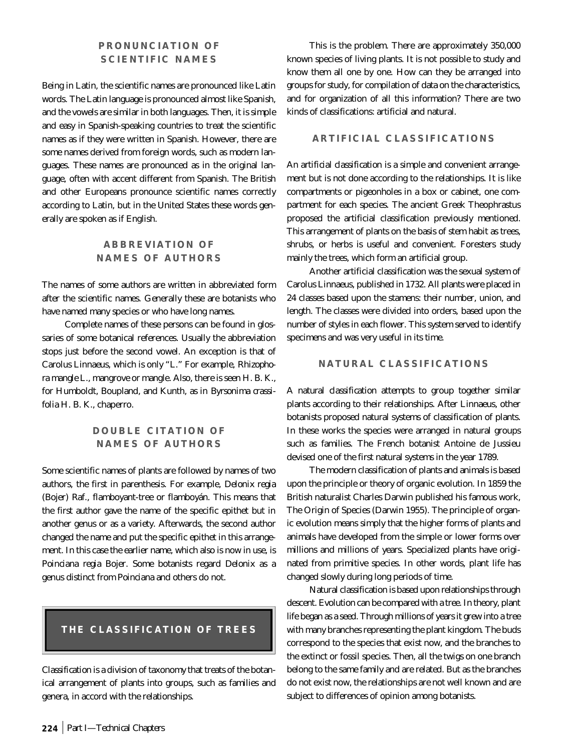## PRONUNCIATION OF SCIENTIFIC NAMES

Being in Latin, the scientific names are pronounced like Latin words. The Latin language is pronounced almost like Spanish, and the vowels are similar in both languages. Then, it is simple and easy in Spanish-speaking countries to treat the scientific names as if they were written in Spanish. However, there are some names derived from foreign words, such as modern languages. These names are pronounced as in the original language, often with accent different from Spanish. The British and other Europeans pronounce scientific names correctly according to Latin, but in the United States these words generally are spoken as if English.

## ABBREVIATION OF NAMES OF AUTHORS

The names of some authors are written in abbreviated form after the scientific names. Generally these are botanists who have named many species or who have long names.

Complete names of these persons can be found in glossaries of some botanical references. Usually the abbreviation stops just before the second vowel. An exception is that of Carolus Linnaeus, which is only "L." For example, *Rhizophora mangle* L., mangrove or mangle. Also, there is seen H. B. K., for Humboldt, Boupland, and Kunth, as in *Byrsonima crassifolia* H. B. K., chaperro.

## DOUBLE CITATION OF NAMES OF AUTHORS

Some scientific names of plants are followed by names of two authors, the first in parenthesis. For example, *Delonix regia* (Bojer) Raf., flamboyant-tree or flamboyán. This means that the first author gave the name of the specific epithet but in another genus or as a variety. Afterwards, the second author changed the name and put the specific epithet in this arrangement. In this case the earlier name, which also is now in use, is *Poinciana regia* Bojer. Some botanists regard *Delonix* as a genus distinct from *Poinciana* and others do not.

# THE CLASSIFICATION OF TREES

Classification is a division of taxonomy that treats of the botanical arrangement of plants into groups, such as families and genera, in accord with the relationships.

This is the problem. There are approximately 350,000 known species of living plants. It is not possible to study and know them all one by one. How can they be arranged into groups for study, for compilation of data on the characteristics, and for organization of all this information? There are two kinds of classifications: artificial and natural.

## ARTIFICIAL CLASSIFICATIONS

An artificial classification is a simple and convenient arrangement but is not done according to the relationships. It is like compartments or pigeonholes in a box or cabinet, one compartment for each species. The ancient Greek Theophrastus proposed the artificial classification previously mentioned. This arrangement of plants on the basis of stem habit as trees, shrubs, or herbs is useful and convenient. Foresters study mainly the trees, which form an artificial group.

Another artificial classification was the sexual system of Carolus Linnaeus, published in 1732. All plants were placed in 24 classes based upon the stamens: their number, union, and length. The classes were divided into orders, based upon the number of styles in each flower. This system served to identify specimens and was very useful in its time.

## NATURAL CLASSIFICATIONS

A natural classification attempts to group together similar plants according to their relationships. After Linnaeus, other botanists proposed natural systems of classification of plants. In these works the species were arranged in natural groups such as families. The French botanist Antoine de Jussieu devised one of the first natural systems in the year 1789.

The modern classification of plants and animals is based upon the principle or theory of organic evolution. In 1859 the British naturalist Charles Darwin published his famous work, The Origin of Species (Darwin 1955). The principle of organic evolution means simply that the higher forms of plants and animals have developed from the simple or lower forms over millions and millions of years. Specialized plants have originated from primitive species. In other words, plant life has changed slowly during long periods of time.

Natural classification is based upon relationships through descent. Evolution can be compared with a tree. In theory, plant life began as a seed. Through millions of years it grew into a tree with many branches representing the plant kingdom. The buds correspond to the species that exist now, and the branches to the extinct or fossil species. Then, all the twigs on one branch belong to the same family and are related. But as the branches do not exist now, the relationships are not well known and are subject to differences of opinion among botanists.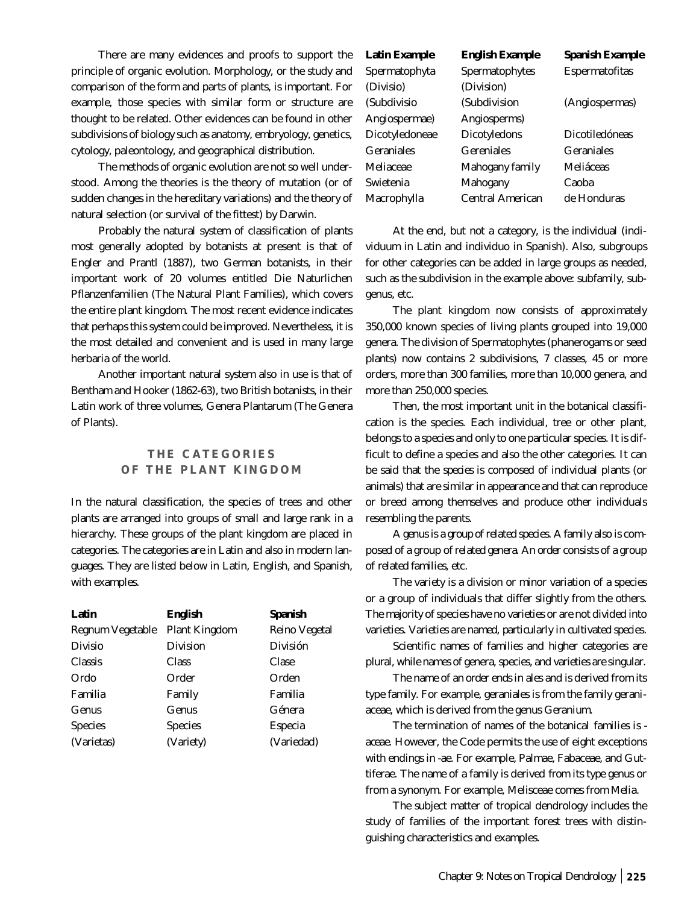There are many evidences and proofs to support the principle of organic evolution. Morphology, or the study and comparison of the form and parts of plants, is important. For example, those species with similar form or structure are thought to be related. Other evidences can be found in other subdivisions of biology such as anatomy, embryology, genetics, cytology, paleontology, and geographical distribution.

The methods of organic evolution are not so well understood. Among the theories is the theory of mutation (or of sudden changes in the hereditary variations) and the theory of natural selection (or survival of the fittest) by Darwin.

Probably the natural system of classification of plants most generally adopted by botanists at present is that of Engler and Prantl (1887), two German botanists, in their important work of 20 volumes entitled Die Naturlichen Pflanzenfamilien (The Natural Plant Families), which covers the entire plant kingdom. The most recent evidence indicates that perhaps this system could be improved. Nevertheless, it is the most detailed and convenient and is used in many large herbaria of the world.

Another important natural system also in use is that of Bentham and Hooker (1862-63), two British botanists, in their Latin work of three volumes, Genera Plantarum (The Genera of Plants).

## THE CATEGORIES OF THE PLANT KINGDOM

In the natural classification, the species of trees and other plants are arranged into groups of small and large rank in a hierarchy. These groups of the plant kingdom are placed in categories. The categories are in Latin and also in modern languages. They are listed below in Latin, English, and Spanish, with examples.

| Latin | English | Spanish | Latin Example | English Example | Spanish Example |
|---|---|---|---|---|---|
| Regnum Vegetable | Plant Kingdom | Reino Vegetal | | | |
| Divisio | Division | División | Spermatophyta (Divisio) | Spermatophytes (Division) | Espermatofitas |
| | | | (Subdivisio Angiospermae) | (Subdivision Angiosperms) | (Angiospermas) |
| Classis | Class | Clase | Dicotyledoneae | Dicotyledons | Dicotiledóneas |
| Ordo | Order | Orden | Geraniales | Gereniales | Geraniales |
| Familia | Family | Familia | Meliaceae | Mahogany family | Meliáceas |
| Genus | Genus | Génera | Swietenia | Mahogany | Caoba |
| Species | Species | Especia | Macrophylla | Central American | de Honduras |
| (Varietas) | (Variety) | (Variedad) | | | |

At the end, but not a category, is the individual (individuum in Latin and individuo in Spanish). Also, subgroups for other categories can be added in large groups as needed, such as the subdivision in the example above: subfamily, subgenus, etc.

The plant kingdom now consists of approximately 350,000 known species of living plants grouped into 19,000 genera. The division of Spermatophytes (phanerogams or seed plants) now contains 2 subdivisions, 7 classes, 45 or more orders, more than 300 families, more than 10,000 genera, and more than 250,000 species.

Then, the most important unit in the botanical classification is the species. Each individual, tree or other plant, belongs to a species and only to one particular species. It is difficult to define a species and also the other categories. It can be said that the species is composed of individual plants (or animals) that are similar in appearance and that can reproduce or breed among themselves and produce other individuals resembling the parents.

A genus is a group of related species. A family also is composed of a group of related genera. An order consists of a group of related families, etc.

The variety is a division or minor variation of a species or a group of individuals that differ slightly from the others. The majority of species have no varieties or are not divided into varieties. Varieties are named, particularly in cultivated species.

Scientific names of families and higher categories are plural, while names of genera, species, and varieties are singular.

The name of an order ends in ales and is derived from its type family. For example, geraniales is from the family geraniaceae, which is derived from the genus Geranium.

The termination of names of the botanical families is -aceae. However, the Code permits the use of eight exceptions with endings in -ae. For example, Palmae, Fabaceae, and Guttiferae. The name of a family is derived from its type genus or from a synonym. For example, Melisceae comes from Melia.

The subject matter of tropical dendrology includes the study of families of the important forest trees with distinguishing characteristics and examples.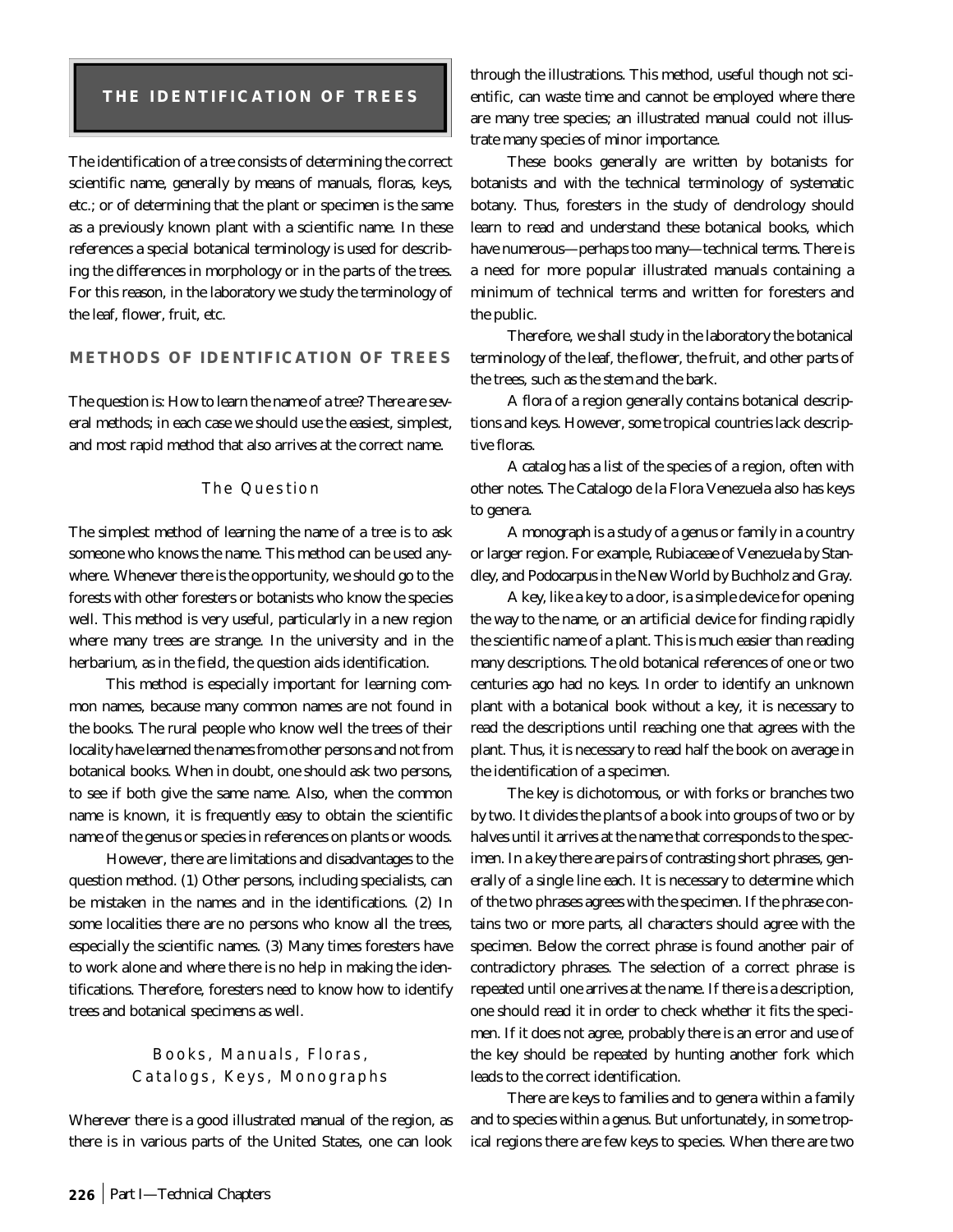## THE IDENTIFICATION OF TREES

The identification of a tree consists of determining the correct scientific name, generally by means of manuals, floras, keys, etc.; or of determining that the plant or specimen is the same as a previously known plant with a scientific name. In these references a special botanical terminology is used for describing the differences in morphology or in the parts of the trees. For this reason, in the laboratory we study the terminology of the leaf, flower, fruit, etc.

### METHODS OF IDENTIFICATION OF TREES

The question is: How to learn the name of a tree? There are several methods; in each case we should use the easiest, simplest, and most rapid method that also arrives at the correct name.

#### The Question

The simplest method of learning the name of a tree is to ask someone who knows the name. This method can be used anywhere. Whenever there is the opportunity, we should go to the forests with other foresters or botanists who know the species well. This method is very useful, particularly in a new region where many trees are strange. In the university and in the herbarium, as in the field, the question aids identification.

This method is especially important for learning common names, because many common names are not found in the books. The rural people who know well the trees of their locality have learned the names from other persons and not from botanical books. When in doubt, one should ask two persons, to see if both give the same name. Also, when the common name is known, it is frequently easy to obtain the scientific name of the genus or species in references on plants or woods.

However, there are limitations and disadvantages to the question method. (1) Other persons, including specialists, can be mistaken in the names and in the identifications. (2) In some localities there are no persons who know all the trees, especially the scientific names. (3) Many times foresters have to work alone and where there is no help in making the identifications. Therefore, foresters need to know how to identify trees and botanical specimens as well.

#### Books, Manuals, Floras, Catalogs, Keys, Monographs

Wherever there is a good illustrated manual of the region, as there is in various parts of the United States, one can look through the illustrations. This method, useful though not scientific, can waste time and cannot be employed where there are many tree species; an illustrated manual could not illustrate many species of minor importance.

These books generally are written by botanists for botanists and with the technical terminology of systematic botany. Thus, foresters in the study of dendrology should learn to read and understand these botanical books, which have numerous—perhaps too many—technical terms. There is a need for more popular illustrated manuals containing a minimum of technical terms and written for foresters and the public.

Therefore, we shall study in the laboratory the botanical terminology of the leaf, the flower, the fruit, and other parts of the trees, such as the stem and the bark.

A flora of a region generally contains botanical descriptions and keys. However, some tropical countries lack descriptive floras.

A catalog has a list of the species of a region, often with other notes. The Catalogo de la Flora Venezuela also has keys to genera.

A monograph is a study of a genus or family in a country or larger region. For example, Rubiaceae of Venezuela by Standley, and Podocarpus in the New World by Buchholz and Gray.

A key, like a key to a door, is a simple device for opening the way to the name, or an artificial device for finding rapidly the scientific name of a plant. This is much easier than reading many descriptions. The old botanical references of one or two centuries ago had no keys. In order to identify an unknown plant with a botanical book without a key, it is necessary to read the descriptions until reaching one that agrees with the plant. Thus, it is necessary to read half the book on average in the identification of a specimen.

The key is dichotomous, or with forks or branches two by two. It divides the plants of a book into groups of two or by halves until it arrives at the name that corresponds to the specimen. In a key there are pairs of contrasting short phrases, generally of a single line each. It is necessary to determine which of the two phrases agrees with the specimen. If the phrase contains two or more parts, all characters should agree with the specimen. Below the correct phrase is found another pair of contradictory phrases. The selection of a correct phrase is repeated until one arrives at the name. If there is a description, one should read it in order to check whether it fits the specimen. If it does not agree, probably there is an error and use of the key should be repeated by hunting another fork which leads to the correct identification.

There are keys to families and to genera within a family and to species within a genus. But unfortunately, in some tropical regions there are few keys to species. When there are two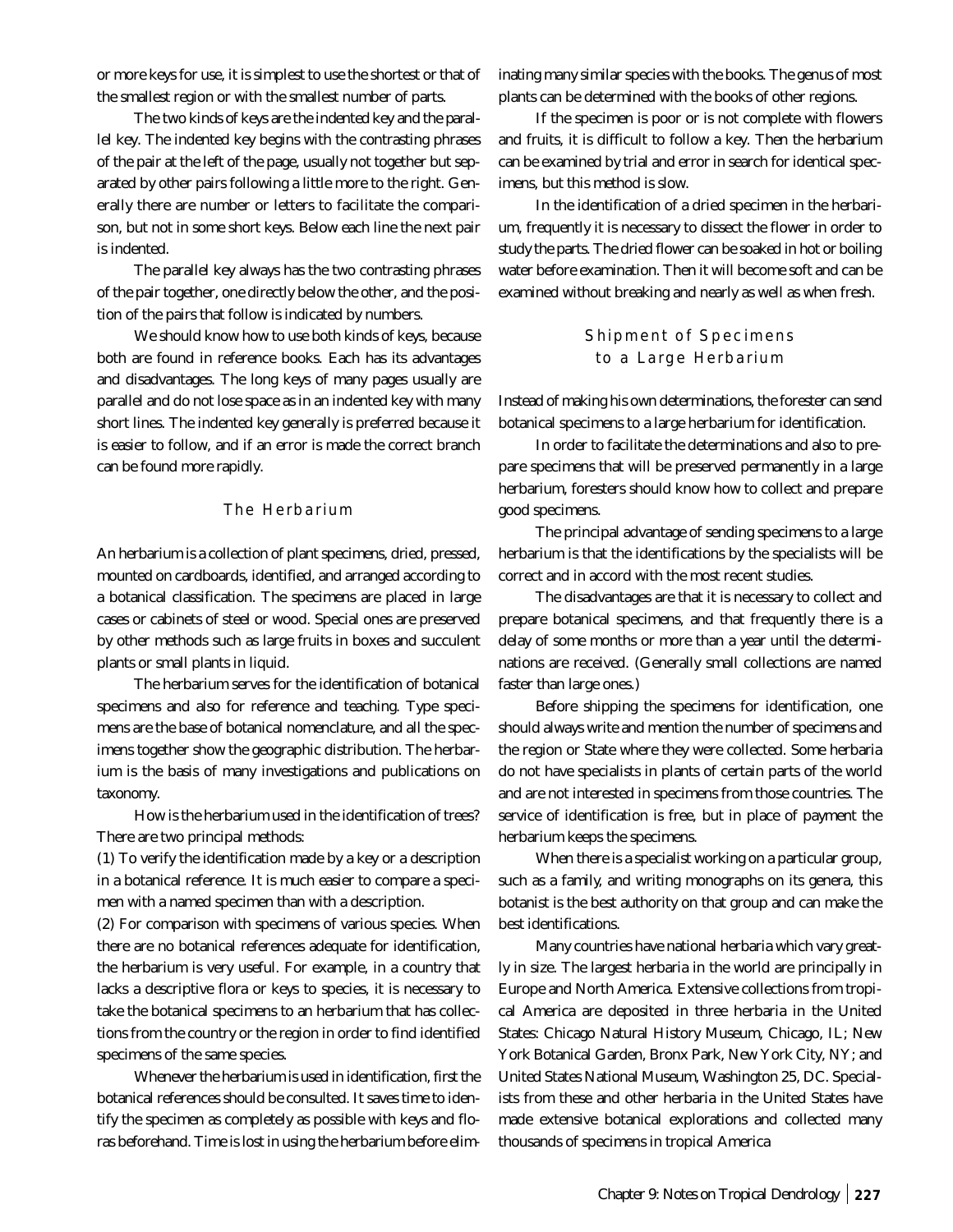or more keys for use, it is simplest to use the shortest or that of the smallest region or with the smallest number of parts.

The two kinds of keys are the indented key and the parallel key. The indented key begins with the contrasting phrases of the pair at the left of the page, usually not together but separated by other pairs following a little more to the right. Generally there are number or letters to facilitate the comparison, but not in some short keys. Below each line the next pair is indented.

The parallel key always has the two contrasting phrases of the pair together, one directly below the other, and the position of the pairs that follow is indicated by numbers.

We should know how to use both kinds of keys, because both are found in reference books. Each has its advantages and disadvantages. The long keys of many pages usually are parallel and do not lose space as in an indented key with many short lines. The indented key generally is preferred because it is easier to follow, and if an error is made the correct branch can be found more rapidly.

## The Herbarium

An herbarium is a collection of plant specimens, dried, pressed, mounted on cardboards, identified, and arranged according to a botanical classification. The specimens are placed in large cases or cabinets of steel or wood. Special ones are preserved by other methods such as large fruits in boxes and succulent plants or small plants in liquid.

The herbarium serves for the identification of botanical specimens and also for reference and teaching. Type specimens are the base of botanical nomenclature, and all the specimens together show the geographic distribution. The herbarium is the basis of many investigations and publications on taxonomy.

How is the herbarium used in the identification of trees? There are two principal methods:

(1) To verify the identification made by a key or a description in a botanical reference. It is much easier to compare a specimen with a named specimen than with a description.

(2) For comparison with specimens of various species. When there are no botanical references adequate for identification, the herbarium is very useful. For example, in a country that lacks a descriptive flora or keys to species, it is necessary to take the botanical specimens to an herbarium that has collections from the country or the region in order to find identified specimens of the same species.

Whenever the herbarium is used in identification, first the botanical references should be consulted. It saves time to identify the specimen as completely as possible with keys and floras beforehand. Time is lost in using the herbarium before eliminating many similar species with the books. The genus of most plants can be determined with the books of other regions.

If the specimen is poor or is not complete with flowers and fruits, it is difficult to follow a key. Then the herbarium can be examined by trial and error in search for identical specimens, but this method is slow.

In the identification of a dried specimen in the herbarium, frequently it is necessary to dissect the flower in order to study the parts. The dried flower can be soaked in hot or boiling water before examination. Then it will become soft and can be examined without breaking and nearly as well as when fresh.

## Shipment of Specimens to a Large Herbarium

Instead of making his own determinations, the forester can send botanical specimens to a large herbarium for identification.

In order to facilitate the determinations and also to prepare specimens that will be preserved permanently in a large herbarium, foresters should know how to collect and prepare good specimens.

The principal advantage of sending specimens to a large herbarium is that the identifications by the specialists will be correct and in accord with the most recent studies.

The disadvantages are that it is necessary to collect and prepare botanical specimens, and that frequently there is a delay of some months or more than a year until the determinations are received. (Generally small collections are named faster than large ones.)

Before shipping the specimens for identification, one should always write and mention the number of specimens and the region or State where they were collected. Some herbaria do not have specialists in plants of certain parts of the world and are not interested in specimens from those countries. The service of identification is free, but in place of payment the herbarium keeps the specimens.

When there is a specialist working on a particular group, such as a family, and writing monographs on its genera, this botanist is the best authority on that group and can make the best identifications.

Many countries have national herbaria which vary greatly in size. The largest herbaria in the world are principally in Europe and North America. Extensive collections from tropical America are deposited in three herbaria in the United States: Chicago Natural History Museum, Chicago, IL; New York Botanical Garden, Bronx Park, New York City, NY; and United States National Museum, Washington 25, DC. Specialists from these and other herbaria in the United States have made extensive botanical explorations and collected many thousands of specimens in tropical America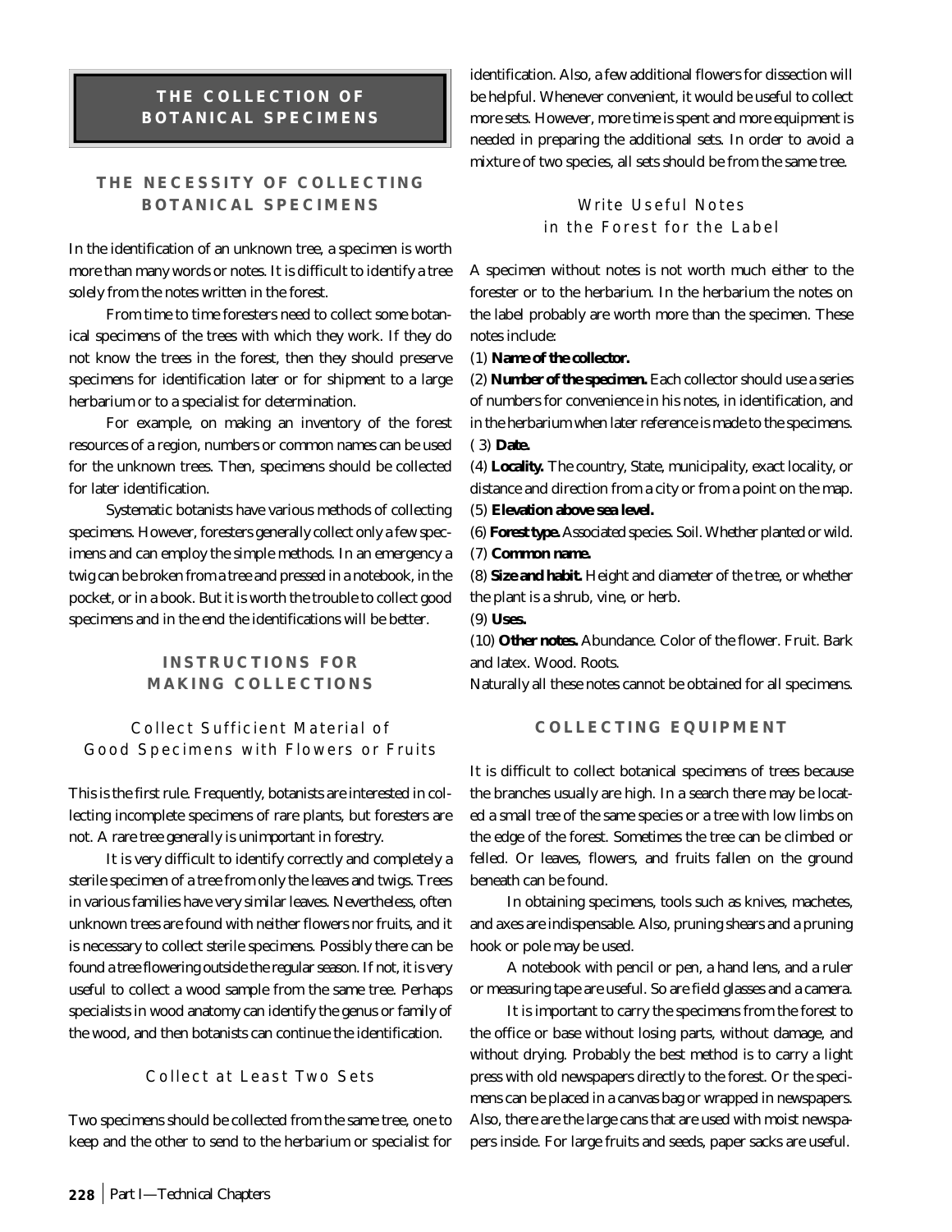# THE COLLECTION OF BOTANICAL SPECIMENS

## THE NECESSITY OF COLLECTING BOTANICAL SPECIMENS

In the identification of an unknown tree, a specimen is worth more than many words or notes. It is difficult to identify a tree solely from the notes written in the forest.

From time to time foresters need to collect some botanical specimens of the trees with which they work. If they do not know the trees in the forest, then they should preserve specimens for identification later or for shipment to a large herbarium or to a specialist for determination.

For example, on making an inventory of the forest resources of a region, numbers or common names can be used for the unknown trees. Then, specimens should be collected for later identification.

Systematic botanists have various methods of collecting specimens. However, foresters generally collect only a few specimens and can employ the simple methods. In an emergency a twig can be broken from a tree and pressed in a notebook, in the pocket, or in a book. But it is worth the trouble to collect good specimens and in the end the identifications will be better.

## INSTRUCTIONS FOR MAKING COLLECTIONS

### Collect Sufficient Material of Good Specimens with Flowers or Fruits

This is the first rule. Frequently, botanists are interested in collecting incomplete specimens of rare plants, but foresters are not. A rare tree generally is unimportant in forestry.

It is very difficult to identify correctly and completely a sterile specimen of a tree from only the leaves and twigs. Trees in various families have very similar leaves. Nevertheless, often unknown trees are found with neither flowers nor fruits, and it is necessary to collect sterile specimens. Possibly there can be found a tree flowering outside the regular season. If not, it is very useful to collect a wood sample from the same tree. Perhaps specialists in wood anatomy can identify the genus or family of the wood, and then botanists can continue the identification.

### Collect at Least Two Sets

Two specimens should be collected from the same tree, one to keep and the other to send to the herbarium or specialist for identification. Also, a few additional flowers for dissection will be helpful. Whenever convenient, it would be useful to collect more sets. However, more time is spent and more equipment is needed in preparing the additional sets. In order to avoid a mixture of two species, all sets should be from the same tree.

### Write Useful Notes in the Forest for the Label

A specimen without notes is not worth much either to the forester or to the herbarium. In the herbarium the notes on the label probably are worth more than the specimen. These notes include:

(1) **Name of the collector.**

(2) **Number of the specimen.** Each collector should use a series of numbers for convenience in his notes, in identification, and in the herbarium when later reference is made to the specimens.

(3) **Date.**

(4) **Locality.** The country, State, municipality, exact locality, or distance and direction from a city or from a point on the map.

(5) **Elevation above sea level.**

(6) **Forest type.** Associated species. Soil. Whether planted or wild.

(7) **Common name.**

(8) **Size and habit.** Height and diameter of the tree, or whether the plant is a shrub, vine, or herb.

(9) **Uses.**

(10) **Other notes.** Abundance. Color of the flower. Fruit. Bark and latex. Wood. Roots.

Naturally all these notes cannot be obtained for all specimens.

## COLLECTING EQUIPMENT

It is difficult to collect botanical specimens of trees because the branches usually are high. In a search there may be located a small tree of the same species or a tree with low limbs on the edge of the forest. Sometimes the tree can be climbed or felled. Or leaves, flowers, and fruits fallen on the ground beneath can be found.

In obtaining specimens, tools such as knives, machetes, and axes are indispensable. Also, pruning shears and a pruning hook or pole may be used.

A notebook with pencil or pen, a hand lens, and a ruler or measuring tape are useful. So are field glasses and a camera.

It is important to carry the specimens from the forest to the office or base without losing parts, without damage, and without drying. Probably the best method is to carry a light press with old newspapers directly to the forest. Or the specimens can be placed in a canvas bag or wrapped in newspapers. Also, there are the large cans that are used with moist newspapers inside. For large fruits and seeds, paper sacks are useful.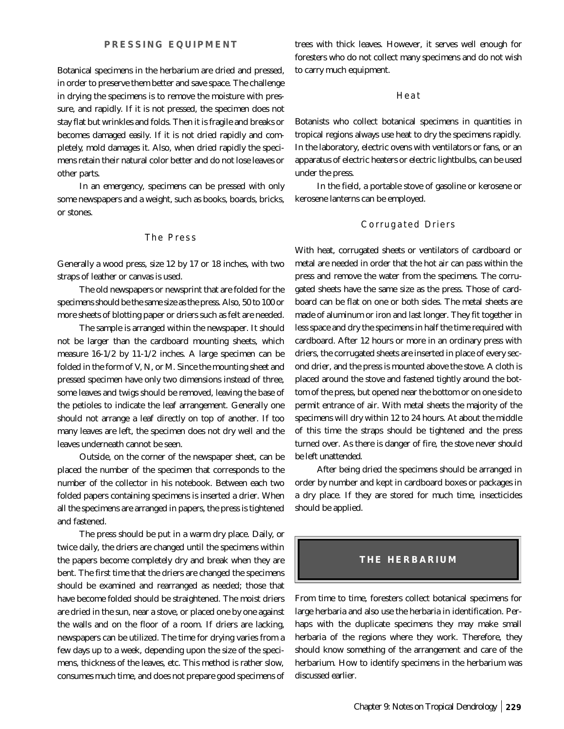## PRESSING EQUIPMENT

Botanical specimens in the herbarium are dried and pressed, in order to preserve them better and save space. The challenge in drying the specimens is to remove the moisture with pressure, and rapidly. If it is not pressed, the specimen does not stay flat but wrinkles and folds. Then it is fragile and breaks or becomes damaged easily. If it is not dried rapidly and completely, mold damages it. Also, when dried rapidly the specimens retain their natural color better and do not lose leaves or other parts.

In an emergency, specimens can be pressed with only some newspapers and a weight, such as books, boards, bricks, or stones.

### The Press

Generally a wood press, size 12 by 17 or 18 inches, with two straps of leather or canvas is used.

The old newspapers or newsprint that are folded for the specimens should be the same size as the press. Also, 50 to 100 or more sheets of blotting paper or driers such as felt are needed.

The sample is arranged within the newspaper. It should not be larger than the cardboard mounting sheets, which measure 16-1/2 by 11-1/2 inches. A large specimen can be folded in the form of V, N, or M. Since the mounting sheet and pressed specimen have only two dimensions instead of three, some leaves and twigs should be removed, leaving the base of the petioles to indicate the leaf arrangement. Generally one should not arrange a leaf directly on top of another. If too many leaves are left, the specimen does not dry well and the leaves underneath cannot be seen.

Outside, on the corner of the newspaper sheet, can be placed the number of the specimen that corresponds to the number of the collector in his notebook. Between each two folded papers containing specimens is inserted a drier. When all the specimens are arranged in papers, the press is tightened and fastened.

The press should be put in a warm dry place. Daily, or twice daily, the driers are changed until the specimens within the papers become completely dry and break when they are bent. The first time that the driers are changed the specimens should be examined and rearranged as needed; those that have become folded should be straightened. The moist driers are dried in the sun, near a stove, or placed one by one against the walls and on the floor of a room. If driers are lacking, newspapers can be utilized. The time for drying varies from a few days up to a week, depending upon the size of the specimens, thickness of the leaves, etc. This method is rather slow, consumes much time, and does not prepare good specimens of trees with thick leaves. However, it serves well enough for foresters who do not collect many specimens and do not wish to carry much equipment.

### Heat

Botanists who collect botanical specimens in quantities in tropical regions always use heat to dry the specimens rapidly. In the laboratory, electric ovens with ventilators or fans, or an apparatus of electric heaters or electric lightbulbs, can be used under the press.

In the field, a portable stove of gasoline or kerosene or kerosene lanterns can be employed.

### Corrugated Driers

With heat, corrugated sheets or ventilators of cardboard or metal are needed in order that the hot air can pass within the press and remove the water from the specimens. The corrugated sheets have the same size as the press. Those of cardboard can be flat on one or both sides. The metal sheets are made of aluminum or iron and last longer. They fit together in less space and dry the specimens in half the time required with cardboard. After 12 hours or more in an ordinary press with driers, the corrugated sheets are inserted in place of every second drier, and the press is mounted above the stove. A cloth is placed around the stove and fastened tightly around the bottom of the press, but opened near the bottom or on one side to permit entrance of air. With metal sheets the majority of the specimens will dry within 12 to 24 hours. At about the middle of this time the straps should be tightened and the press turned over. As there is danger of fire, the stove never should be left unattended.

After being dried the specimens should be arranged in order by number and kept in cardboard boxes or packages in a dry place. If they are stored for much time, insecticides should be applied.

## THE HERBARIUM

From time to time, foresters collect botanical specimens for large herbaria and also use the herbaria in identification. Perhaps with the duplicate specimens they may make small herbaria of the regions where they work. Therefore, they should know something of the arrangement and care of the herbarium. How to identify specimens in the herbarium was discussed earlier.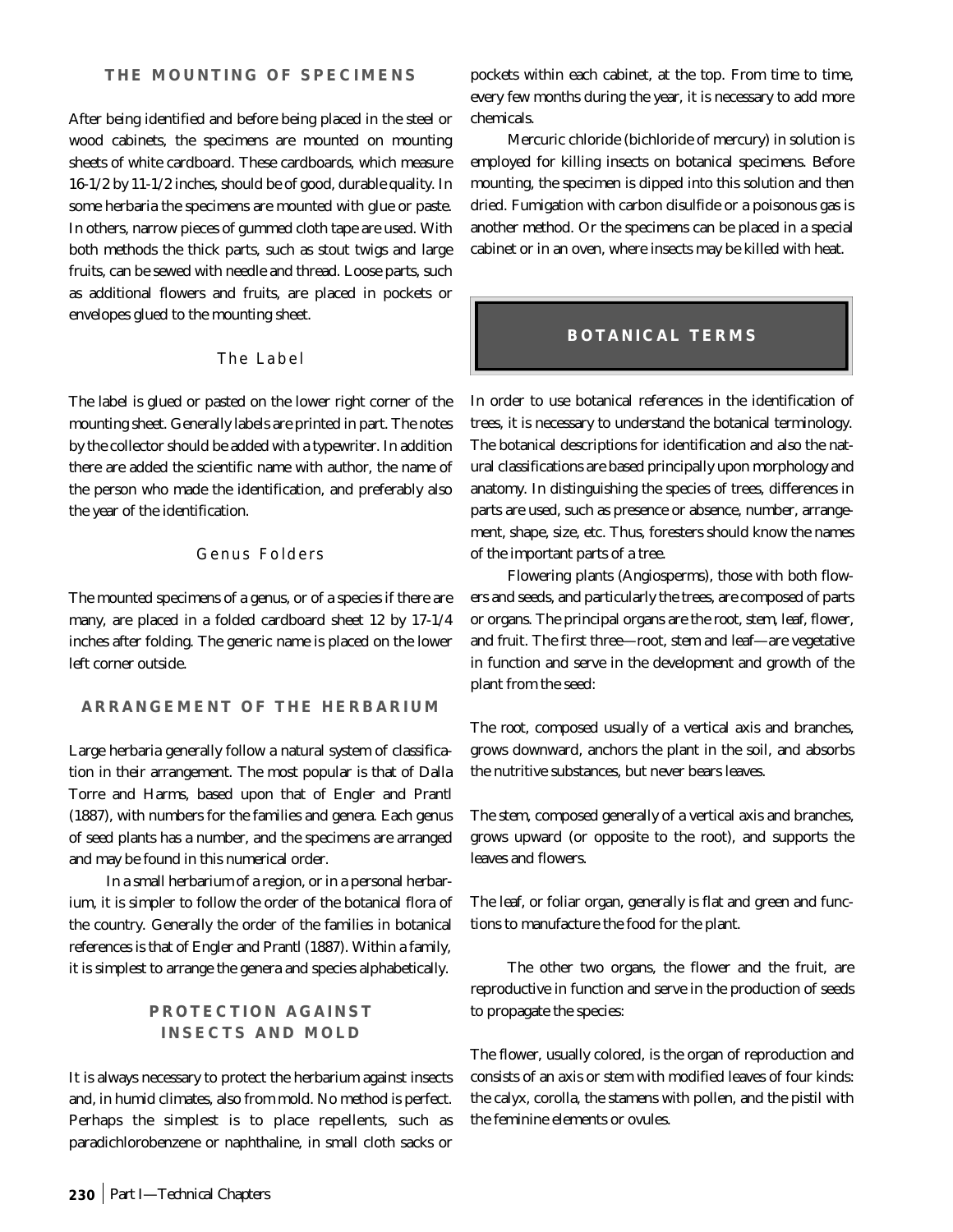## THE MOUNTING OF SPECIMENS

After being identified and before being placed in the steel or wood cabinets, the specimens are mounted on mounting sheets of white cardboard. These cardboards, which measure 16-1/2 by 11-1/2 inches, should be of good, durable quality. In some herbaria the specimens are mounted with glue or paste. In others, narrow pieces of gummed cloth tape are used. With both methods the thick parts, such as stout twigs and large fruits, can be sewed with needle and thread. Loose parts, such as additional flowers and fruits, are placed in pockets or envelopes glued to the mounting sheet.

### The Label

The label is glued or pasted on the lower right corner of the mounting sheet. Generally labels are printed in part. The notes by the collector should be added with a typewriter. In addition there are added the scientific name with author, the name of the person who made the identification, and preferably also the year of the identification.

### Genus Folders

The mounted specimens of a genus, or of a species if there are many, are placed in a folded cardboard sheet 12 by 17-1/4 inches after folding. The generic name is placed on the lower left corner outside.

## ARRANGEMENT OF THE HERBARIUM

Large herbaria generally follow a natural system of classification in their arrangement. The most popular is that of Dalla Torre and Harms, based upon that of Engler and Prantl (1887), with numbers for the families and genera. Each genus of seed plants has a number, and the specimens are arranged and may be found in this numerical order.

In a small herbarium of a region, or in a personal herbarium, it is simpler to follow the order of the botanical flora of the country. Generally the order of the families in botanical references is that of Engler and Prantl (1887). Within a family, it is simplest to arrange the genera and species alphabetically.

## PROTECTION AGAINST INSECTS AND MOLD

It is always necessary to protect the herbarium against insects and, in humid climates, also from mold. No method is perfect. Perhaps the simplest is to place repellents, such as paradichlorobenzene or naphthaline, in small cloth sacks or pockets within each cabinet, at the top. From time to time, every few months during the year, it is necessary to add more chemicals.

Mercuric chloride (bichloride of mercury) in solution is employed for killing insects on botanical specimens. Before mounting, the specimen is dipped into this solution and then dried. Fumigation with carbon disulfide or a poisonous gas is another method. Or the specimens can be placed in a special cabinet or in an oven, where insects may be killed with heat.

# BOTANICAL TERMS

In order to use botanical references in the identification of trees, it is necessary to understand the botanical terminology. The botanical descriptions for identification and also the natural classifications are based principally upon morphology and anatomy. In distinguishing the species of trees, differences in parts are used, such as presence or absence, number, arrangement, shape, size, etc. Thus, foresters should know the names of the important parts of a tree.

Flowering plants (Angiosperms), those with both flowers and seeds, and particularly the trees, are composed of parts or organs. The principal organs are the root, stem, leaf, flower, and fruit. The first three—root, stem and leaf—are vegetative in function and serve in the development and growth of the plant from the seed:

The root, composed usually of a vertical axis and branches, grows downward, anchors the plant in the soil, and absorbs the nutritive substances, but never bears leaves.

The stem, composed generally of a vertical axis and branches, grows upward (or opposite to the root), and supports the leaves and flowers.

The leaf, or foliar organ, generally is flat and green and functions to manufacture the food for the plant.

The other two organs, the flower and the fruit, are reproductive in function and serve in the production of seeds to propagate the species:

The flower, usually colored, is the organ of reproduction and consists of an axis or stem with modified leaves of four kinds: the calyx, corolla, the stamens with pollen, and the pistil with the feminine elements or ovules.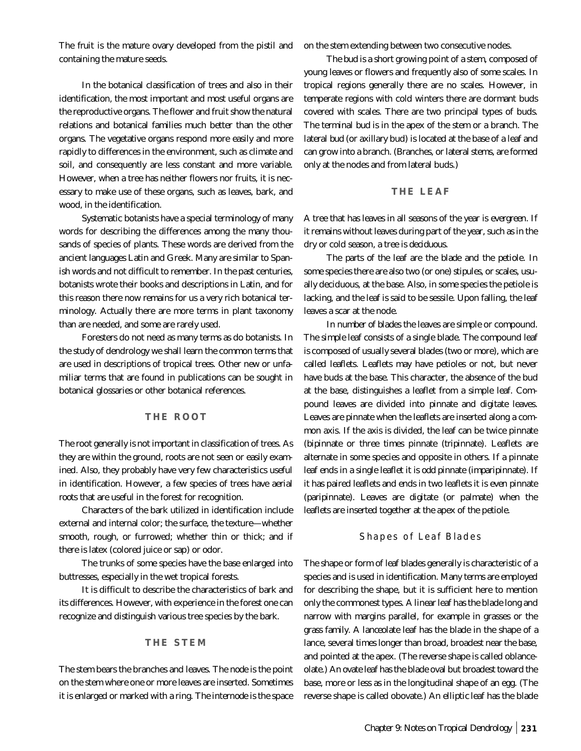The fruit is the mature ovary developed from the pistil and containing the mature seeds.

In the botanical classification of trees and also in their identification, the most important and most useful organs are the reproductive organs. The flower and fruit show the natural relations and botanical families much better than the other organs. The vegetative organs respond more easily and more rapidly to differences in the environment, such as climate and soil, and consequently are less constant and more variable. However, when a tree has neither flowers nor fruits, it is necessary to make use of these organs, such as leaves, bark, and wood, in the identification.

Systematic botanists have a special terminology of many words for describing the differences among the many thousands of species of plants. These words are derived from the ancient languages Latin and Greek. Many are similar to Spanish words and not difficult to remember. In the past centuries, botanists wrote their books and descriptions in Latin, and for this reason there now remains for us a very rich botanical terminology. Actually there are more terms in plant taxonomy than are needed, and some are rarely used.

Foresters do not need as many terms as do botanists. In the study of dendrology we shall learn the common terms that are used in descriptions of tropical trees. Other new or unfamiliar terms that are found in publications can be sought in botanical glossaries or other botanical references.

## THE ROOT

The root generally is not important in classification of trees. As they are within the ground, roots are not seen or easily examined. Also, they probably have very few characteristics useful in identification. However, a few species of trees have aerial roots that are useful in the forest for recognition.

Characters of the bark utilized in identification include external and internal color; the surface, the texture—whether smooth, rough, or furrowed; whether thin or thick; and if there is latex (colored juice or sap) or odor.

The trunks of some species have the base enlarged into buttresses, especially in the wet tropical forests.

It is difficult to describe the characteristics of bark and its differences. However, with experience in the forest one can recognize and distinguish various tree species by the bark.

## THE STEM

The stem bears the branches and leaves. The *node* is the point on the stem where one or more leaves are inserted. Sometimes it is enlarged or marked with a ring. The *internode* is the space on the stem extending between two consecutive nodes.

The *bud* is a short growing point of a stem, composed of young leaves or flowers and frequently also of some scales. In tropical regions generally there are no scales. However, in temperate regions with cold winters there are dormant buds covered with scales. There are two principal types of buds. The *terminal bud* is in the apex of the stem or a branch. The *lateral bud* (or *axillary bud*) is located at the base of a leaf and can grow into a branch. (Branches, or lateral stems, are formed only at the nodes and from lateral buds.)

## THE LEAF

A tree that has leaves in all seasons of the year is *evergreen*. If it remains without leaves during part of the year, such as in the dry or cold season, a tree is *deciduous*.

The parts of the leaf are the *blade* and the *petiole*. In some species there are also two (or one) *stipules*, or scales, usually deciduous, at the base. Also, in some species the petiole is lacking, and the leaf is said to be *sessile*. Upon falling, the leaf leaves a scar at the node.

In number of blades the leaves are simple or compound. The *simple leaf* consists of a single blade. The *compound leaf* is composed of usually several blades (two or more), which are called *leaflets*. Leaflets may have petioles or not, but never have buds at the base. This character, the absence of the bud at the base, distinguishes a leaflet from a simple leaf. Compound leaves are divided into pinnate and digitate leaves. Leaves are *pinnate* when the leaflets are inserted along a common axis. If the axis is divided, the leaf can be twice pinnate (*bipinnate* or three times pinnate (*tripinnate*). Leaflets are alternate in some species and opposite in others. If a pinnate leaf ends in a single leaflet it is odd pinnate (*imparipinnate*). If it has paired leaflets and ends in two leaflets it is even pinnate (*paripinnate*). Leaves are *digitate* (or *palmate*) when the leaflets are inserted together at the apex of the petiole.

### Shapes of Leaf Blades

The shape or form of leaf blades generally is characteristic of a species and is used in identification. Many terms are employed for describing the shape, but it is sufficient here to mention only the commonest types. A *linear* leaf has the blade long and narrow with margins parallel, for example in grasses or the grass family. A *lanceolate* leaf has the blade in the shape of a lance, several times longer than broad, broadest near the base, and pointed at the apex. (The reverse shape is called *oblanceolate*.) An *ovate* leaf has the blade oval but broadest toward the base, more or less as in the longitudinal shape of an egg. (The reverse shape is called *obovate*.) An *elliptic* leaf has the blade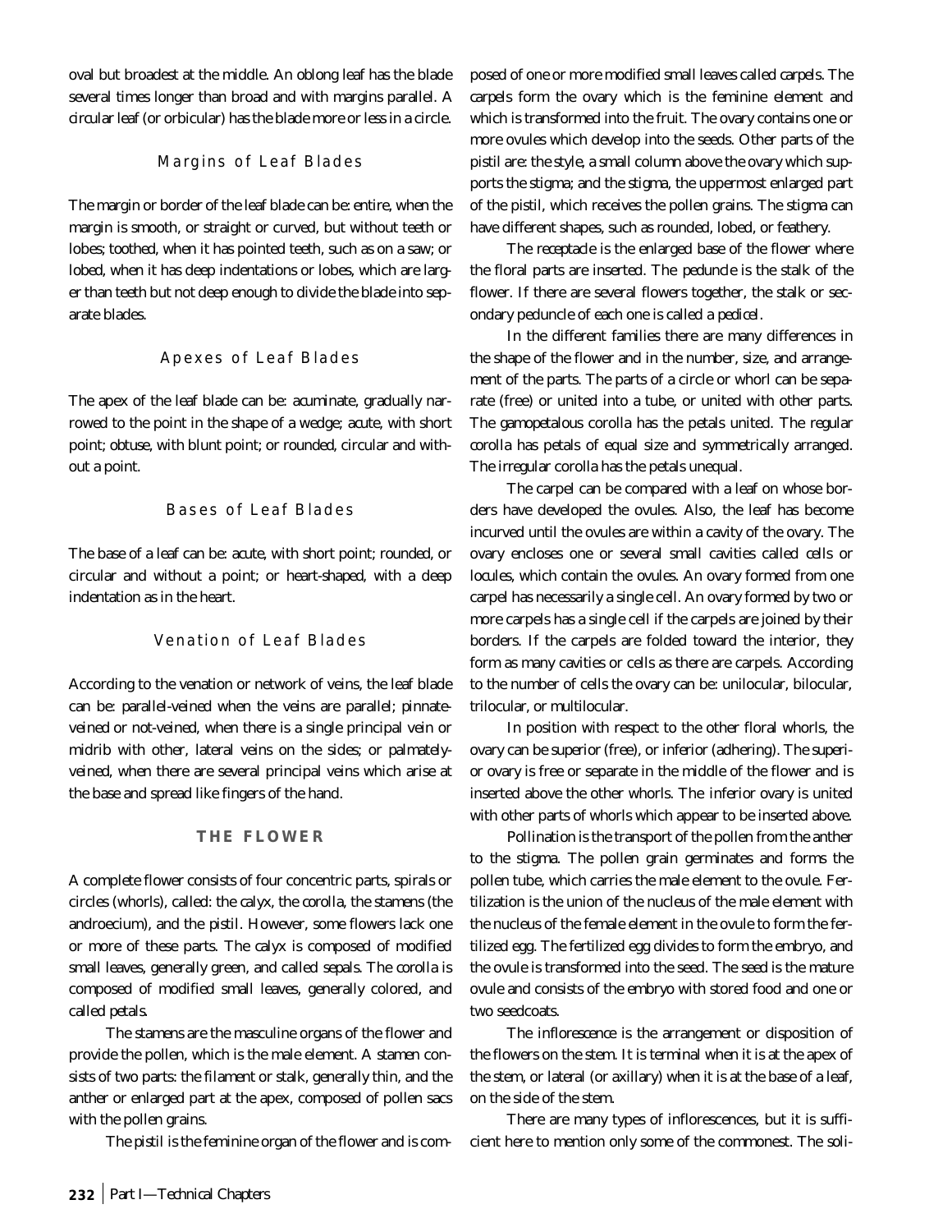oval but broadest at the middle. An oblong leaf has the blade several times longer than broad and with margins parallel. A circular leaf (or orbicular) has the blade more or less in a circle.

### Margins of Leaf Blades

The margin or border of the leaf blade can be: entire, when the margin is smooth, or straight or curved, but without teeth or lobes; toothed, when it has pointed teeth, such as on a saw; or lobed, when it has deep indentations or lobes, which are larger than teeth but not deep enough to divide the blade into separate blades.

### Apexes of Leaf Blades

The apex of the leaf blade can be: acuminate, gradually narrowed to the point in the shape of a wedge; acute, with short point; obtuse, with blunt point; or rounded, circular and without a point.

### Bases of Leaf Blades

The base of a leaf can be: acute, with short point; rounded, or circular and without a point; or heart-shaped, with a deep indentation as in the heart.

### Venation of Leaf Blades

According to the venation or network of veins, the leaf blade can be: parallel-veined when the veins are parallel; pinnate-veined or not-veined, when there is a single principal vein or midrib with other, lateral veins on the sides; or palmately-veined, when there are several principal veins which arise at the base and spread like fingers of the hand.

## THE FLOWER

A complete flower consists of four concentric parts, spirals or circles (whorls), called: the calyx, the corolla, the stamens (the androecium), and the pistil. However, some flowers lack one or more of these parts. The calyx is composed of modified small leaves, generally green, and called sepals. The corolla is composed of modified small leaves, generally colored, and called petals.

The stamens are the masculine organs of the flower and provide the pollen, which is the male element. A stamen consists of two parts: the filament or stalk, generally thin, and the anther or enlarged part at the apex, composed of pollen sacs with the pollen grains.

The pistil is the feminine organ of the flower and is composed of one or more modified small leaves called *carpels*. The carpels form the ovary which is the feminine element and which is transformed into the fruit. The ovary contains one or more ovules which develop into the seeds. Other parts of the pistil are: the style, a small column above the ovary which supports the stigma; and the stigma, the uppermost enlarged part of the pistil, which receives the pollen grains. The stigma can have different shapes, such as rounded, lobed, or feathery.

The *receptacle* is the enlarged base of the flower where the floral parts are inserted. The *peduncle* is the stalk of the flower. If there are several flowers together, the stalk or secondary peduncle of each one is called a *pedicel*.

In the different families there are many differences in the shape of the flower and in the number, size, and arrangement of the parts. The parts of a circle or whorl can be separate (free) or united into a tube, or united with other parts. The *gamopetalous* corolla has the petals united. The *regular* corolla has petals of equal size and symmetrically arranged. The *irregular* corolla has the petals unequal.

The carpel can be compared with a leaf on whose borders have developed the ovules. Also, the leaf has become incurved until the ovules are within a cavity of the ovary. The ovary encloses one or several small cavities called cells or locules, which contain the ovules. An ovary formed from one carpel has necessarily a single cell. An ovary formed by two or more carpels has a single cell if the carpels are joined by their borders. If the carpels are folded toward the interior, they form as many cavities or cells as there are carpels. According to the number of cells the ovary can be: unilocular, bilocular, trilocular, or multilocular.

In position with respect to the other floral whorls, the ovary can be superior (free), or inferior (adhering). The superior ovary is free or separate in the middle of the flower and is inserted above the other whorls. The inferior ovary is united with other parts of whorls which appear to be inserted above.

Pollination is the transport of the pollen from the anther to the stigma. The pollen grain germinates and forms the pollen tube, which carries the male element to the ovule. Fertilization is the union of the nucleus of the male element with the nucleus of the female element in the ovule to form the fertilized egg. The fertilized egg divides to form the embryo, and the ovule is transformed into the seed. The seed is the mature ovule and consists of the embryo with stored food and one or two seedcoats.

The inflorescence is the arrangement or disposition of the flowers on the stem. It is terminal when it is at the apex of the stem, or lateral (or axillary) when it is at the base of a leaf, on the side of the stem.

There are many types of inflorescences, but it is sufficient here to mention only some of the commonest. The soli-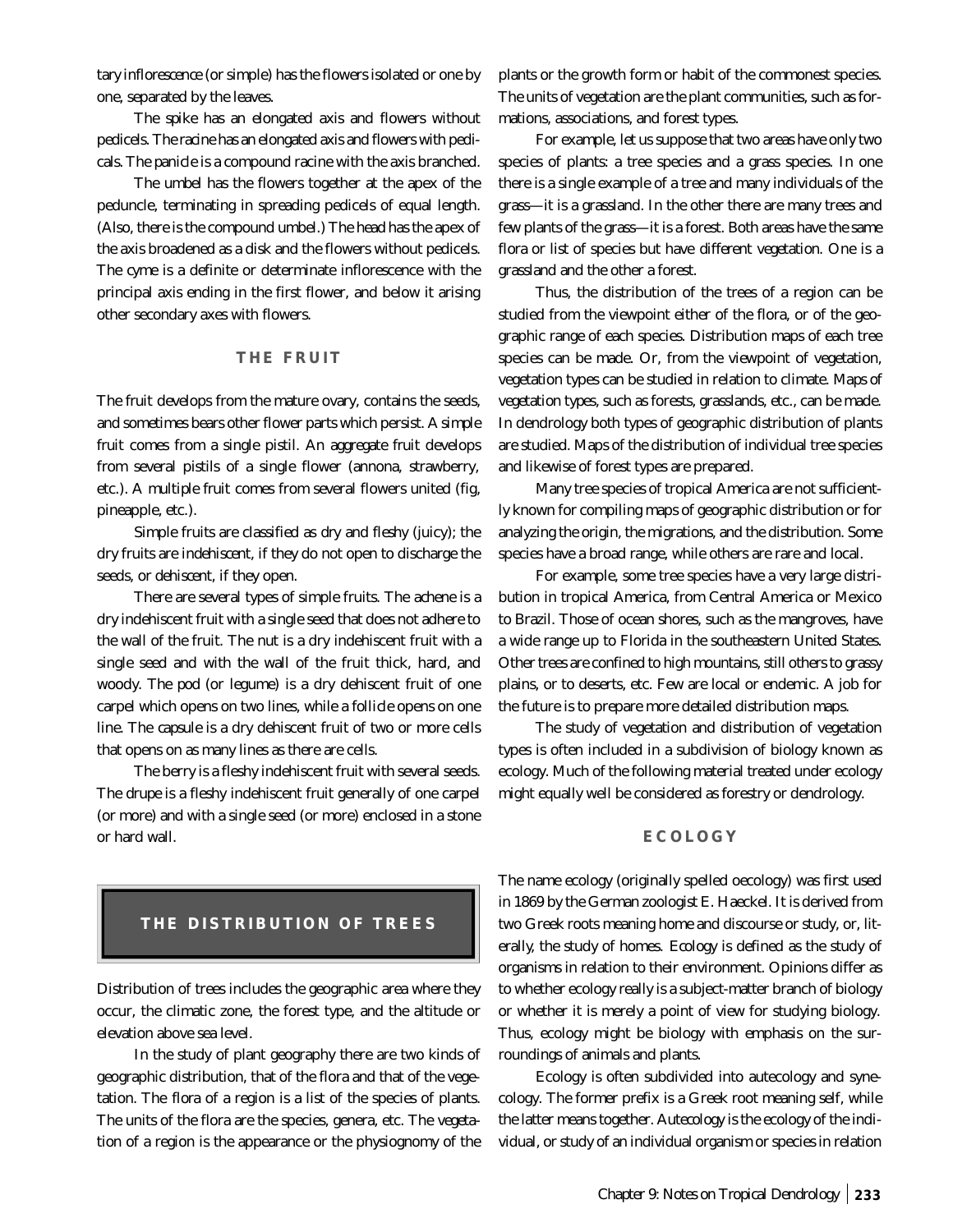tary inflorescence (or simple) has the flowers isolated or one by one, separated by the leaves.

The spike has an elongated axis and flowers without pedicels. The racine has an elongated axis and flowers with pedicals. The panicle is a compound racine with the axis branched.

The umbel has the flowers together at the apex of the peduncle, terminating in spreading pedicels of equal length. (Also, there is the compound umbel.) The head has the apex of the axis broadened as a disk and the flowers without pedicels. The cyme is a definite or determinate inflorescence with the principal axis ending in the first flower, and below it arising other secondary axes with flowers.

### THE FRUIT

The fruit develops from the mature ovary, contains the seeds, and sometimes bears other flower parts which persist. A simple fruit comes from a single pistil. An aggregate fruit develops from several pistils of a single flower (annona, strawberry, etc.). A multiple fruit comes from several flowers united (fig, pineapple, etc.).

Simple fruits are classified as dry and fleshy (juicy); the dry fruits are indehiscent, if they do not open to discharge the seeds, or dehiscent, if they open.

There are several types of simple fruits. The achene is a dry indehiscent fruit with a single seed that does not adhere to the wall of the fruit. The nut is a dry indehiscent fruit with a single seed and with the wall of the fruit thick, hard, and woody. The pod (or legume) is a dry dehiscent fruit of one carpel which opens on two lines, while a follicle opens on one line. The capsule is a dry dehiscent fruit of two or more cells that opens on as many lines as there are cells.

The berry is a fleshy indehiscent fruit with several seeds. The drupe is a fleshy indehiscent fruit generally of one carpel (or more) and with a single seed (or more) enclosed in a stone or hard wall.

## THE DISTRIBUTION OF TREES

Distribution of trees includes the geographic area where they occur, the climatic zone, the forest type, and the altitude or elevation above sea level.

In the study of plant geography there are two kinds of geographic distribution, that of the flora and that of the vegetation. The flora of a region is a list of the species of plants. The units of the flora are the species, genera, etc. The vegetation of a region is the appearance or the physiognomy of the plants or the growth form or habit of the commonest species. The units of vegetation are the plant communities, such as formations, associations, and forest types.

For example, let us suppose that two areas have only two species of plants: a tree species and a grass species. In one there is a single example of a tree and many individuals of the grass—it is a grassland. In the other there are many trees and few plants of the grass—it is a forest. Both areas have the same flora or list of species but have different vegetation. One is a grassland and the other a forest.

Thus, the distribution of the trees of a region can be studied from the viewpoint either of the flora, or of the geographic range of each species. Distribution maps of each tree species can be made. Or, from the viewpoint of vegetation, vegetation types can be studied in relation to climate. Maps of vegetation types, such as forests, grasslands, etc., can be made. In dendrology both types of geographic distribution of plants are studied. Maps of the distribution of individual tree species and likewise of forest types are prepared.

Many tree species of tropical America are not sufficiently known for compiling maps of geographic distribution or for analyzing the origin, the migrations, and the distribution. Some species have a broad range, while others are rare and local.

For example, some tree species have a very large distribution in tropical America, from Central America or Mexico to Brazil. Those of ocean shores, such as the mangroves, have a wide range up to Florida in the southeastern United States. Other trees are confined to high mountains, still others to grassy plains, or to deserts, etc. Few are local or endemic. A job for the future is to prepare more detailed distribution maps.

The study of vegetation and distribution of vegetation types is often included in a subdivision of biology known as ecology. Much of the following material treated under ecology might equally well be considered as forestry or dendrology.

### ECOLOGY

The name ecology (originally spelled oecology) was first used in 1869 by the German zoologist E. Haeckel. It is derived from two Greek roots meaning home and discourse or study, or, literally, the study of homes. Ecology is defined as the study of organisms in relation to their environment. Opinions differ as to whether ecology really is a subject-matter branch of biology or whether it is merely a point of view for studying biology. Thus, ecology might be biology with emphasis on the surroundings of animals and plants.

Ecology is often subdivided into autecology and synecology. The former prefix is a Greek root meaning self, while the latter means together. Autecology is the ecology of the individual, or study of an individual organism or species in relation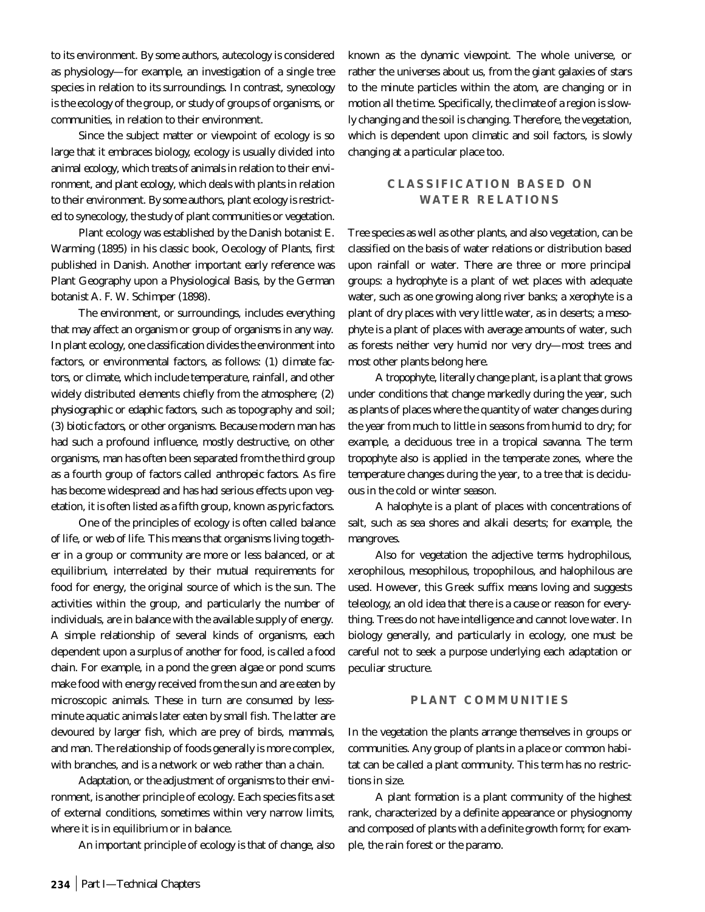to its environment. By some authors, autecology is considered as physiology—for example, an investigation of a single tree species in relation to its surroundings. In contrast, synecology is the ecology of the group, or study of groups of organisms, or communities, in relation to their environment.

Since the subject matter or viewpoint of ecology is so large that it embraces biology, ecology is usually divided into animal ecology, which treats of animals in relation to their environment, and plant ecology, which deals with plants in relation to their environment. By some authors, plant ecology is restricted to synecology, the study of plant communities or vegetation.

Plant ecology was established by the Danish botanist E. Warming (1895) in his classic book, Oecology of Plants, first published in Danish. Another important early reference was Plant Geography upon a Physiological Basis, by the German botanist A. F. W. Schimper (1898).

The environment, or surroundings, includes everything that may affect an organism or group of organisms in any way. In plant ecology, one classification divides the environment into factors, or environmental factors, as follows: (1) climate factors, or climate, which include temperature, rainfall, and other widely distributed elements chiefly from the atmosphere; (2) physiographic or edaphic factors, such as topography and soil; (3) biotic factors, or other organisms. Because modern man has had such a profound influence, mostly destructive, on other organisms, man has often been separated from the third group as a fourth group of factors called anthropeic factors. As fire has become widespread and has had serious effects upon vegetation, it is often listed as a fifth group, known as pyric factors.

One of the principles of ecology is often called balance of life, or web of life. This means that organisms living together in a group or community are more or less balanced, or at equilibrium, interrelated by their mutual requirements for food for energy, the original source of which is the sun. The activities within the group, and particularly the number of individuals, are in balance with the available supply of energy. A simple relationship of several kinds of organisms, each dependent upon a surplus of another for food, is called a food chain. For example, in a pond the green algae or pond scums make food with energy received from the sun and are eaten by microscopic animals. These in turn are consumed by less-minute aquatic animals later eaten by small fish. The latter are devoured by larger fish, which are prey of birds, mammals, and man. The relationship of foods generally is more complex, with branches, and is a network or web rather than a chain.

Adaptation, or the adjustment of organisms to their environment, is another principle of ecology. Each species fits a set of external conditions, sometimes within very narrow limits, where it is in equilibrium or in balance.

An important principle of ecology is that of change, also known as the dynamic viewpoint. The whole universe, or rather the universes about us, from the giant galaxies of stars to the minute particles within the atom, are changing or in motion all the time. Specifically, the climate of a region is slowly changing and the soil is changing. Therefore, the vegetation, which is dependent upon climatic and soil factors, is slowly changing at a particular place too.

## CLASSIFICATION BASED ON WATER RELATIONS

Tree species as well as other plants, and also vegetation, can be classified on the basis of water relations or distribution based upon rainfall or water. There are three or more principal groups: a hydrophyte is a plant of wet places with adequate water, such as one growing along river banks; a xerophyte is a plant of dry places with very little water, as in deserts; a mesophyte is a plant of places with average amounts of water, such as forests neither very humid nor very dry—most trees and most other plants belong here.

A tropophyte, literally change plant, is a plant that grows under conditions that change markedly during the year, such as plants of places where the quantity of water changes during the year from much to little in seasons from humid to dry; for example, a deciduous tree in a tropical savanna. The term tropophyte also is applied in the temperate zones, where the temperature changes during the year, to a tree that is deciduous in the cold or winter season.

A halophyte is a plant of places with concentrations of salt, such as sea shores and alkali deserts; for example, the mangroves.

Also for vegetation the adjective terms hydrophilous, xerophilous, mesophilous, tropophilous, and halophilous are used. However, this Greek suffix means loving and suggests teleology, an old idea that there is a cause or reason for everything. Trees do not have intelligence and cannot love water. In biology generally, and particularly in ecology, one must be careful not to seek a purpose underlying each adaptation or peculiar structure.

## PLANT COMMUNITIES

In the vegetation the plants arrange themselves in groups or communities. Any group of plants in a place or common habitat can be called a plant community. This term has no restrictions in size.

A plant formation is a plant community of the highest rank, characterized by a definite appearance or physiognomy and composed of plants with a definite growth form; for example, the rain forest or the paramo.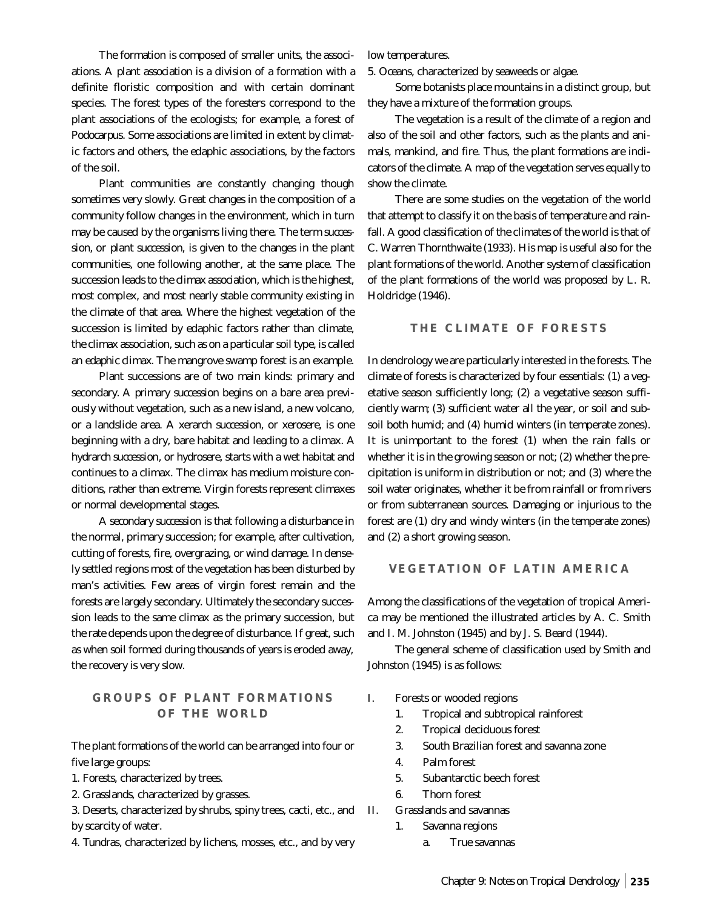The formation is composed of smaller units, the associations. A plant association is a division of a formation with a definite floristic composition and with certain dominant species. The forest types of the foresters correspond to the plant associations of the ecologists; for example, a forest of Podocarpus. Some associations are limited in extent by climatic factors and others, the edaphic associations, by the factors of the soil.

Plant communities are constantly changing though sometimes very slowly. Great changes in the composition of a community follow changes in the environment, which in turn may be caused by the organisms living there. The term *succession*, or plant succession, is given to the changes in the plant communities, one following another, at the same place. The succession leads to the *climax association*, which is the highest, most complex, and most nearly stable community existing in the climate of that area. Where the highest vegetation of the succession is limited by edaphic factors rather than climate, the climax association, such as on a particular soil type, is called an *edaphic climax*. The mangrove swamp forest is an example.

Plant successions are of two main kinds: primary and secondary. A *primary succession* begins on a bare area previously without vegetation, such as a new island, a new volcano, or a landslide area. A *xerarch succession*, or *xerosere*, is one beginning with a dry, bare habitat and leading to a climax. A *hydrarch succession*, or *hydrosere*, starts with a wet habitat and continues to a climax. The climax has medium moisture conditions, rather than extreme. Virgin forests represent climaxes or normal developmental stages.

A *secondary succession* is that following a disturbance in the normal, primary succession; for example, after cultivation, cutting of forests, fire, overgrazing, or wind damage. In densely settled regions most of the vegetation has been disturbed by man's activities. Few areas of virgin forest remain and the forests are largely secondary. Ultimately the secondary succession leads to the same climax as the primary succession, but the rate depends upon the degree of disturbance. If great, such as when soil formed during thousands of years is eroded away, the recovery is very slow.

## GROUPS OF PLANT FORMATIONS OF THE WORLD

The plant formations of the world can be arranged into four or five large groups:

1. Forests, characterized by trees.
2. Grasslands, characterized by grasses.
3. Deserts, characterized by shrubs, spiny trees, cacti, etc., and by scarcity of water.
4. Tundras, characterized by lichens, mosses, etc., and by very low temperatures.
5. Oceans, characterized by seaweeds or algae.

Some botanists place mountains in a distinct group, but they have a mixture of the formation groups.

The vegetation is a result of the climate of a region and also of the soil and other factors, such as the plants and animals, mankind, and fire. Thus, the plant formations are indicators of the climate. A map of the vegetation serves equally to show the climate.

There are some studies on the vegetation of the world that attempt to classify it on the basis of temperature and rainfall. A good classification of the climates of the world is that of C. Warren Thornthwaite (1933). His map is useful also for the plant formations of the world. Another system of classification of the plant formations of the world was proposed by L. R. Holdridge (1946).

## THE CLIMATE OF FORESTS

In dendrology we are particularly interested in the forests. The climate of forests is characterized by four essentials: (1) a vegetative season sufficiently long; (2) a vegetative season sufficiently warm; (3) sufficient water all the year, or soil and subsoil both humid; and (4) humid winters (in temperate zones). It is unimportant to the forest (1) when the rain falls or whether it is in the growing season or not; (2) whether the precipitation is uniform in distribution or not; and (3) where the soil water originates, whether it be from rainfall or from rivers or from subterranean sources. Damaging or injurious to the forest are (1) dry and windy winters (in the temperate zones) and (2) a short growing season.

## VEGETATION OF LATIN AMERICA

Among the classifications of the vegetation of tropical America may be mentioned the illustrated articles by A. C. Smith and I. M. Johnston (1945) and by J. S. Beard (1944).

The general scheme of classification used by Smith and Johnston (1945) is as follows:

- I. Forests or wooded regions
  1. Tropical and subtropical rainforest
  2. Tropical deciduous forest
  3. South Brazilian forest and savanna zone
  4. Palm forest
  5. Subantarctic beech forest
  6. Thorn forest
- II. Grasslands and savannas
  1. Savanna regions
     - a. True savannas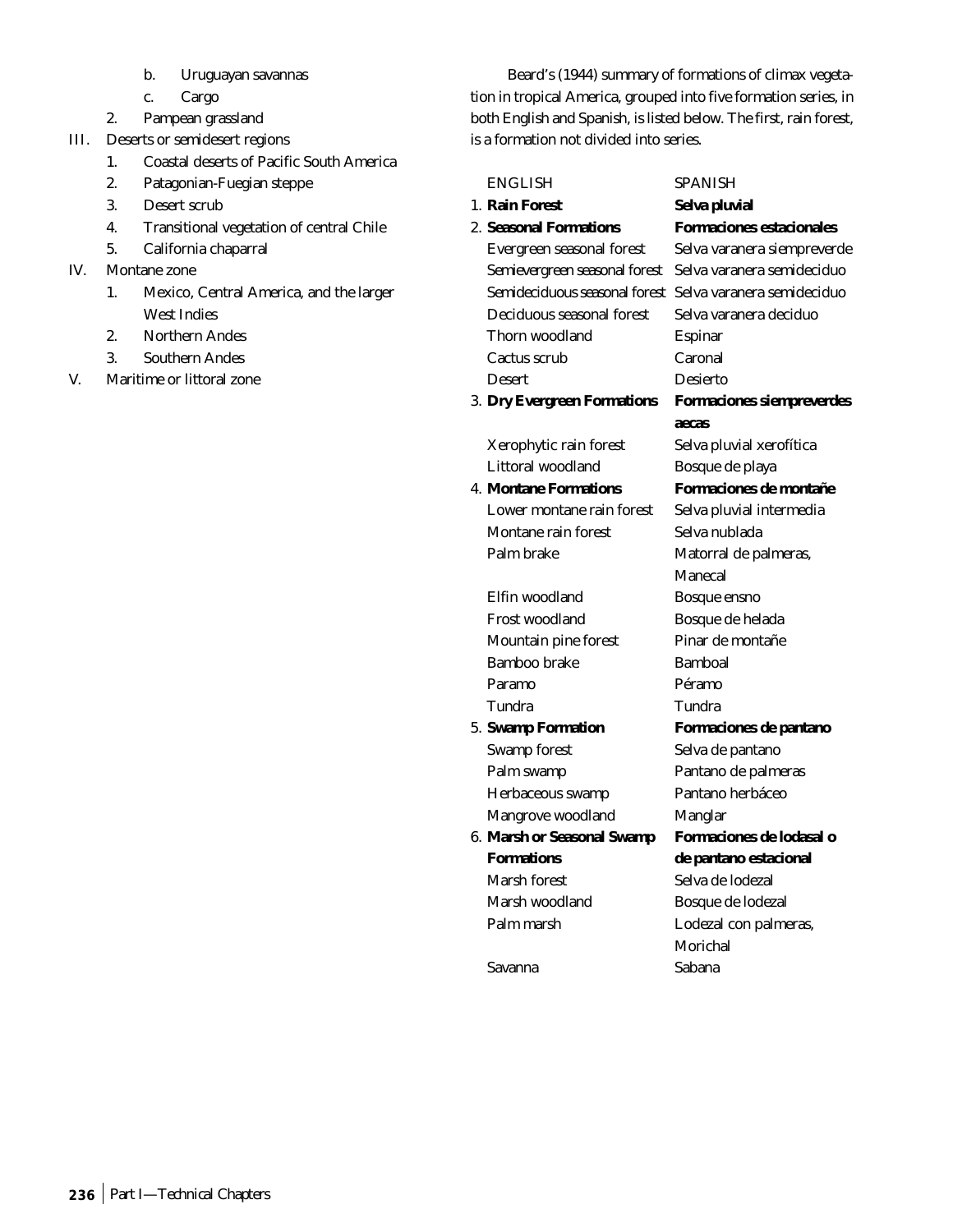b. Uruguayan savannas

c. Cargo

2. Pampean grassland

III. Deserts or semidesert regions

1. Coastal deserts of Pacific South America
2. Patagonian-Fuegian steppe
3. Desert scrub
4. Transitional vegetation of central Chile
5. California chaparral

IV. Montane zone

1. Mexico, Central America, and the larger West Indies
2. Northern Andes
3. Southern Andes

V. Maritime or littoral zone

Beard's (1944) summary of formations of climax vegetation in tropical America, grouped into five formation series, in both English and Spanish, is listed below. The first, rain forest, is a formation not divided into series.

| ENGLISH | SPANISH |
|---|---|
| 1. **Rain Forest** | **Selva pluvial** |
| 2. **Seasonal Formations** | **Formaciones estacionales** |
| Evergreen seasonal forest | Selva varanera siempreverde |
| Semievergreen seasonal forest | Selva varanera semideciduo |
| Semideciduous seasonal forest | Selva varanera semideciduo |
| Deciduous seasonal forest | Selva varanera deciduo |
| Thorn woodland | Espinar |
| Cactus scrub | Caronal |
| Desert | Desierto |
| 3. **Dry Evergreen Formations** | **Formaciones siempreverdes aecas** |
| Xerophytic rain forest | Selva pluvial xerofítica |
| Littoral woodland | Bosque de playa |
| 4. **Montane Formations** | **Formaciones de montañe** |
| Lower montane rain forest | Selva pluvial intermedia |
| Montane rain forest | Selva nublada |
| Palm brake | Matorral de palmeras, Manecal |
| Elfin woodland | Bosque ensno |
| Frost woodland | Bosque de helada |
| Mountain pine forest | Pinar de montañe |
| Bamboo brake | Bamboal |
| Paramo | Péramo |
| Tundra | Tundra |
| 5. **Swamp Formation** | **Formaciones de pantano** |
| Swamp forest | Selva de pantano |
| Palm swamp | Pantano de palmeras |
| Herbaceous swamp | Pantano herbáceo |
| Mangrove woodland | Manglar |
| 6. **Marsh or Seasonal Swamp Formations** | **Formaciones de lodasal o de pantano estacional** |
| Marsh forest | Selva de lodezal |
| Marsh woodland | Bosque de lodezal |
| Palm marsh | Lodezal con palmeras, Morichal |
| Savanna | Sabana |